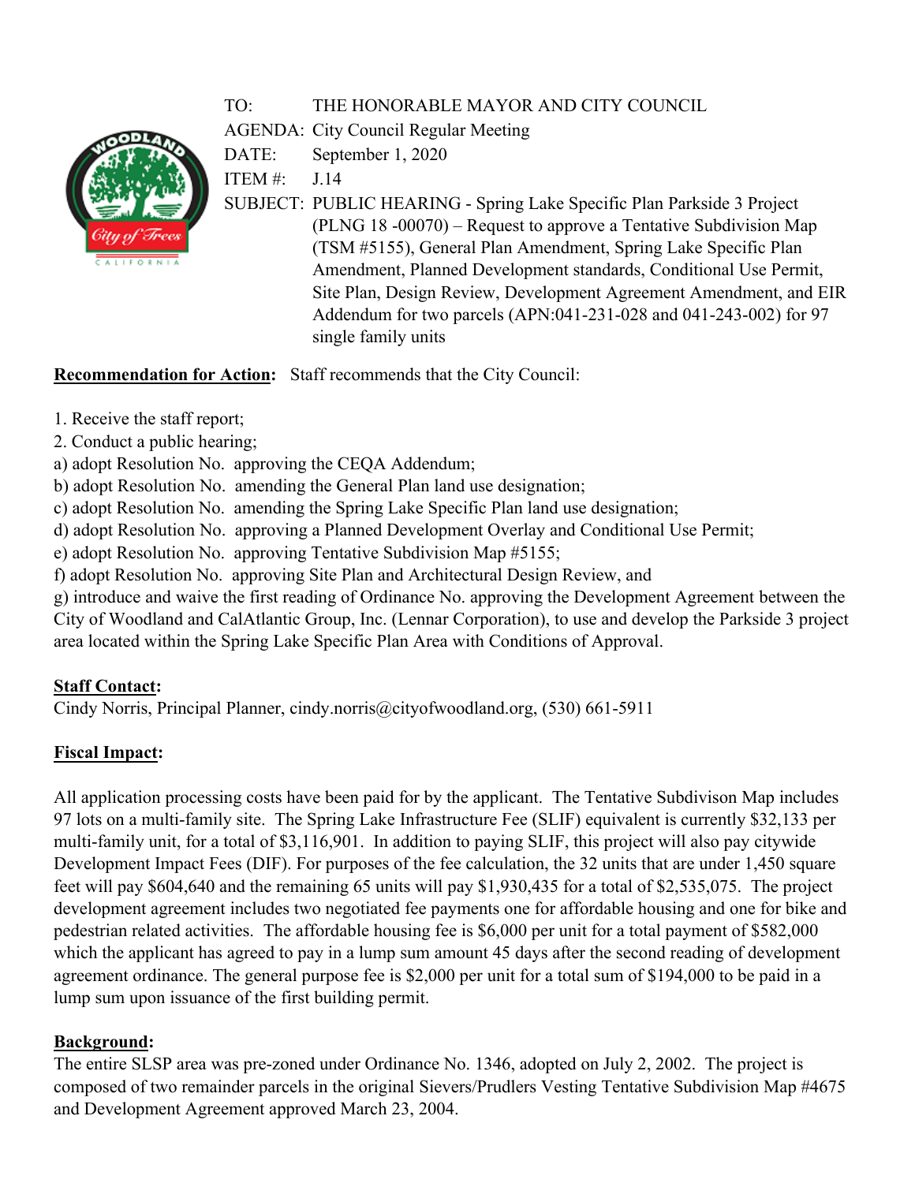TO: THE HONORABLE MAYOR AND CITY COUNCIL
AGENDA: City Council Regular Meeting
DATE: September 1, 2020
ITEM #: J.14
SUBJECT: PUBLIC HEARING - Spring Lake Specific Plan Parkside 3 Project (PLNG 18 -00070) – Request to approve a Tentative Subdivision Map (TSM #5155), General Plan Amendment, Spring Lake Specific Plan Amendment, Planned Development standards, Conditional Use Permit, Site Plan, Design Review, Development Agreement Amendment, and EIR Addendum for two parcels (APN:041-231-028 and 041-243-002) for 97 single family units

**Recommendation for Action:** Staff recommends that the City Council:

1. Receive the staff report;
2. Conduct a public hearing;

a) adopt Resolution No. approving the CEQA Addendum;
b) adopt Resolution No. amending the General Plan land use designation;
c) adopt Resolution No. amending the Spring Lake Specific Plan land use designation;
d) adopt Resolution No. approving a Planned Development Overlay and Conditional Use Permit;
e) adopt Resolution No. approving Tentative Subdivision Map #5155;
f) adopt Resolution No. approving Site Plan and Architectural Design Review, and
g) introduce and waive the first reading of Ordinance No. approving the Development Agreement between the City of Woodland and CalAtlantic Group, Inc. (Lennar Corporation), to use and develop the Parkside 3 project area located within the Spring Lake Specific Plan Area with Conditions of Approval.

**Staff Contact:**
Cindy Norris, Principal Planner, cindy.norris@cityofwoodland.org, (530) 661-5911

**Fiscal Impact:**

All application processing costs have been paid for by the applicant. The Tentative Subdivison Map includes 97 lots on a multi-family site. The Spring Lake Infrastructure Fee (SLIF) equivalent is currently $32,133 per multi-family unit, for a total of $3,116,901. In addition to paying SLIF, this project will also pay citywide Development Impact Fees (DIF). For purposes of the fee calculation, the 32 units that are under 1,450 square feet will pay $604,640 and the remaining 65 units will pay $1,930,435 for a total of $2,535,075. The project development agreement includes two negotiated fee payments one for affordable housing and one for bike and pedestrian related activities. The affordable housing fee is $6,000 per unit for a total payment of $582,000 which the applicant has agreed to pay in a lump sum amount 45 days after the second reading of development agreement ordinance. The general purpose fee is $2,000 per unit for a total sum of $194,000 to be paid in a lump sum upon issuance of the first building permit.

**Background:**
The entire SLSP area was pre-zoned under Ordinance No. 1346, adopted on July 2, 2002. The project is composed of two remainder parcels in the original Sievers/Prudlers Vesting Tentative Subdivision Map #4675 and Development Agreement approved March 23, 2004.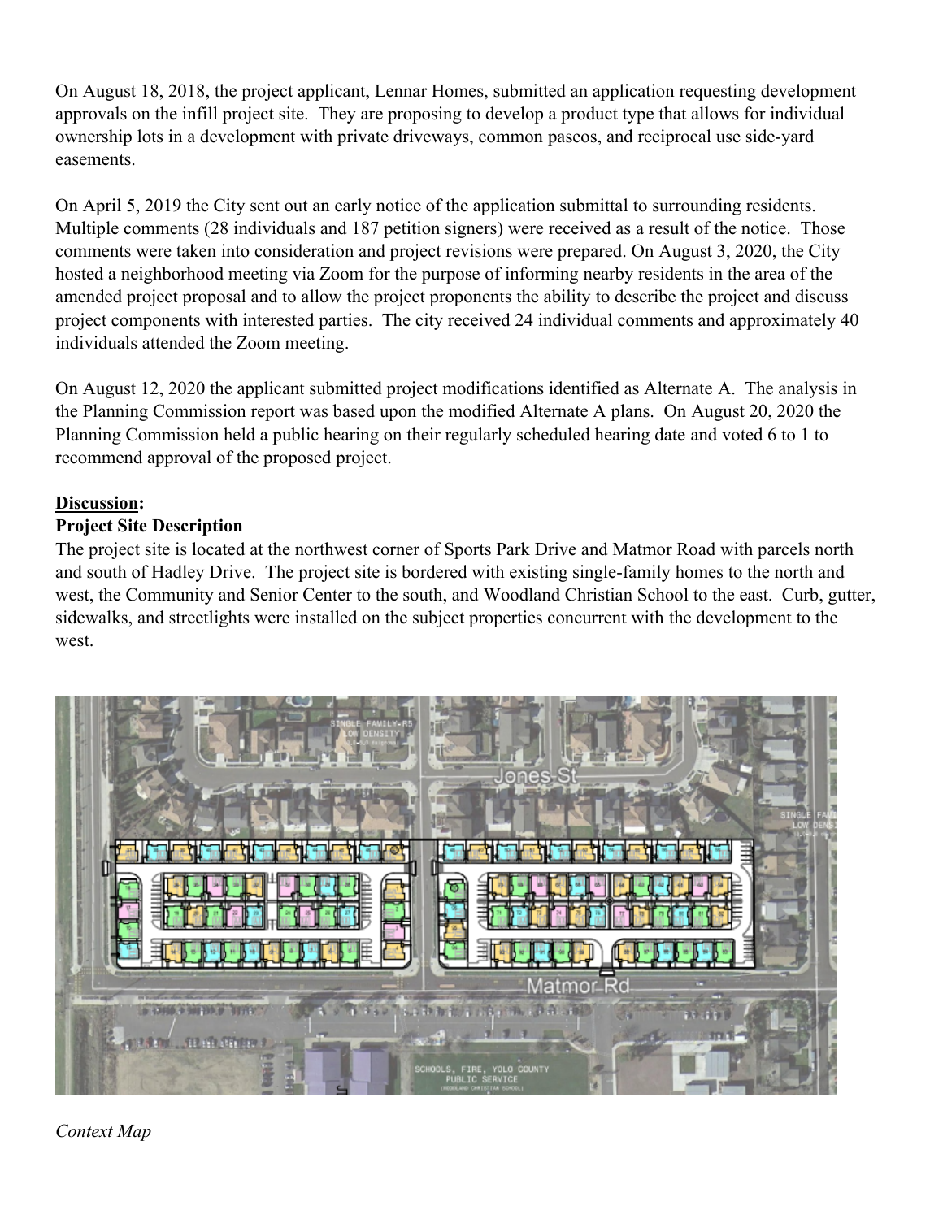On August 18, 2018, the project applicant, Lennar Homes, submitted an application requesting development approvals on the infill project site. They are proposing to develop a product type that allows for individual ownership lots in a development with private driveways, common paseos, and reciprocal use side-yard easements.

On April 5, 2019 the City sent out an early notice of the application submittal to surrounding residents. Multiple comments (28 individuals and 187 petition signers) were received as a result of the notice. Those comments were taken into consideration and project revisions were prepared. On August 3, 2020, the City hosted a neighborhood meeting via Zoom for the purpose of informing nearby residents in the area of the amended project proposal and to allow the project proponents the ability to describe the project and discuss project components with interested parties. The city received 24 individual comments and approximately 40 individuals attended the Zoom meeting.

On August 12, 2020 the applicant submitted project modifications identified as Alternate A. The analysis in the Planning Commission report was based upon the modified Alternate A plans. On August 20, 2020 the Planning Commission held a public hearing on their regularly scheduled hearing date and voted 6 to 1 to recommend approval of the proposed project.

**Discussion:**

**Project Site Description**

The project site is located at the northwest corner of Sports Park Drive and Matmor Road with parcels north and south of Hadley Drive. The project site is bordered with existing single-family homes to the north and west, the Community and Senior Center to the south, and Woodland Christian School to the east. Curb, gutter, sidewalks, and streetlights were installed on the subject properties concurrent with the development to the west.

*Context Map*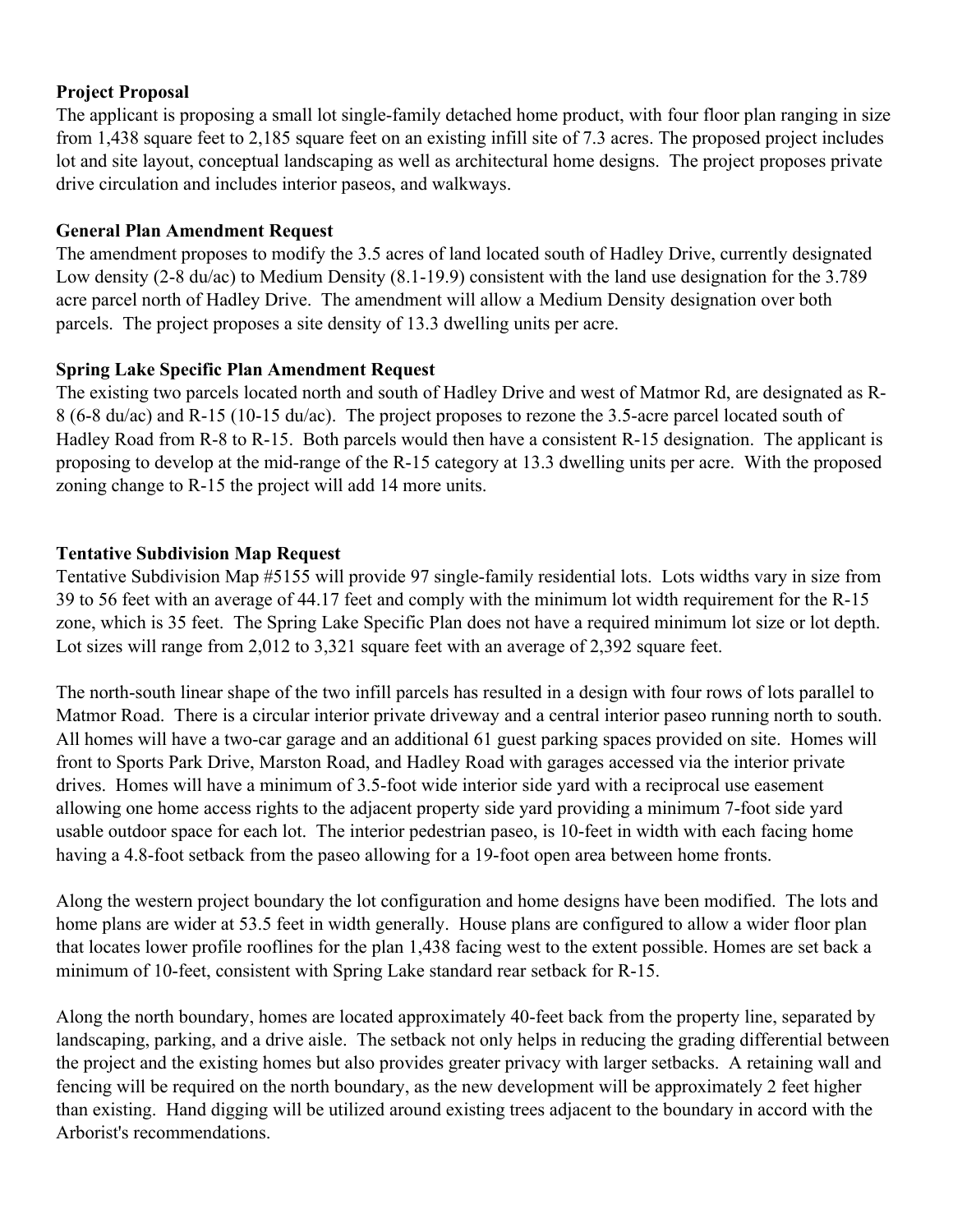**Project Proposal**

The applicant is proposing a small lot single-family detached home product, with four floor plan ranging in size from 1,438 square feet to 2,185 square feet on an existing infill site of 7.3 acres. The proposed project includes lot and site layout, conceptual landscaping as well as architectural home designs. The project proposes private drive circulation and includes interior paseos, and walkways.

**General Plan Amendment Request**

The amendment proposes to modify the 3.5 acres of land located south of Hadley Drive, currently designated Low density (2-8 du/ac) to Medium Density (8.1-19.9) consistent with the land use designation for the 3.789 acre parcel north of Hadley Drive. The amendment will allow a Medium Density designation over both parcels. The project proposes a site density of 13.3 dwelling units per acre.

**Spring Lake Specific Plan Amendment Request**

The existing two parcels located north and south of Hadley Drive and west of Matmor Rd, are designated as R-8 (6-8 du/ac) and R-15 (10-15 du/ac). The project proposes to rezone the 3.5-acre parcel located south of Hadley Road from R-8 to R-15. Both parcels would then have a consistent R-15 designation. The applicant is proposing to develop at the mid-range of the R-15 category at 13.3 dwelling units per acre. With the proposed zoning change to R-15 the project will add 14 more units.

**Tentative Subdivision Map Request**

Tentative Subdivision Map #5155 will provide 97 single-family residential lots. Lots widths vary in size from 39 to 56 feet with an average of 44.17 feet and comply with the minimum lot width requirement for the R-15 zone, which is 35 feet. The Spring Lake Specific Plan does not have a required minimum lot size or lot depth. Lot sizes will range from 2,012 to 3,321 square feet with an average of 2,392 square feet.

The north-south linear shape of the two infill parcels has resulted in a design with four rows of lots parallel to Matmor Road. There is a circular interior private driveway and a central interior paseo running north to south. All homes will have a two-car garage and an additional 61 guest parking spaces provided on site. Homes will front to Sports Park Drive, Marston Road, and Hadley Road with garages accessed via the interior private drives. Homes will have a minimum of 3.5-foot wide interior side yard with a reciprocal use easement allowing one home access rights to the adjacent property side yard providing a minimum 7-foot side yard usable outdoor space for each lot. The interior pedestrian paseo, is 10-feet in width with each facing home having a 4.8-foot setback from the paseo allowing for a 19-foot open area between home fronts.

Along the western project boundary the lot configuration and home designs have been modified. The lots and home plans are wider at 53.5 feet in width generally. House plans are configured to allow a wider floor plan that locates lower profile rooflines for the plan 1,438 facing west to the extent possible. Homes are set back a minimum of 10-feet, consistent with Spring Lake standard rear setback for R-15.

Along the north boundary, homes are located approximately 40-feet back from the property line, separated by landscaping, parking, and a drive aisle. The setback not only helps in reducing the grading differential between the project and the existing homes but also provides greater privacy with larger setbacks. A retaining wall and fencing will be required on the north boundary, as the new development will be approximately 2 feet higher than existing. Hand digging will be utilized around existing trees adjacent to the boundary in accord with the Arborist's recommendations.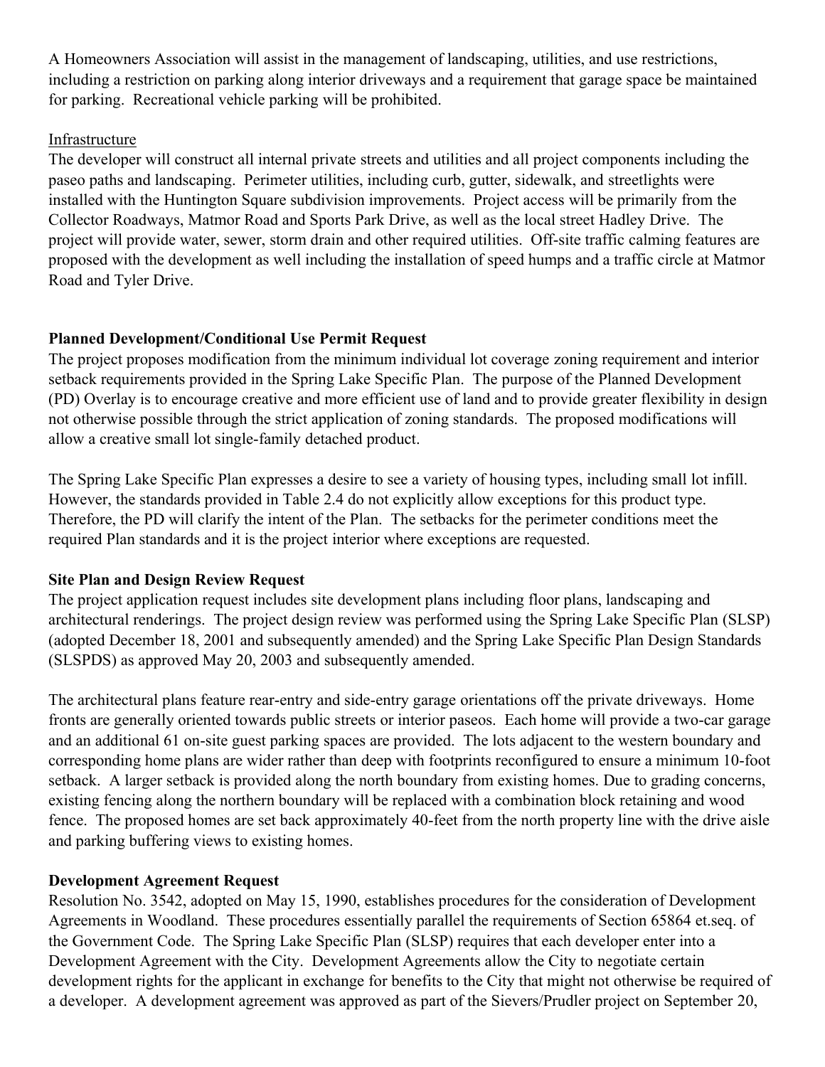A Homeowners Association will assist in the management of landscaping, utilities, and use restrictions, including a restriction on parking along interior driveways and a requirement that garage space be maintained for parking. Recreational vehicle parking will be prohibited.

Infrastructure

The developer will construct all internal private streets and utilities and all project components including the paseo paths and landscaping. Perimeter utilities, including curb, gutter, sidewalk, and streetlights were installed with the Huntington Square subdivision improvements. Project access will be primarily from the Collector Roadways, Matmor Road and Sports Park Drive, as well as the local street Hadley Drive. The project will provide water, sewer, storm drain and other required utilities. Off-site traffic calming features are proposed with the development as well including the installation of speed humps and a traffic circle at Matmor Road and Tyler Drive.

**Planned Development/Conditional Use Permit Request**

The project proposes modification from the minimum individual lot coverage zoning requirement and interior setback requirements provided in the Spring Lake Specific Plan. The purpose of the Planned Development (PD) Overlay is to encourage creative and more efficient use of land and to provide greater flexibility in design not otherwise possible through the strict application of zoning standards. The proposed modifications will allow a creative small lot single-family detached product.

The Spring Lake Specific Plan expresses a desire to see a variety of housing types, including small lot infill. However, the standards provided in Table 2.4 do not explicitly allow exceptions for this product type. Therefore, the PD will clarify the intent of the Plan. The setbacks for the perimeter conditions meet the required Plan standards and it is the project interior where exceptions are requested.

**Site Plan and Design Review Request**

The project application request includes site development plans including floor plans, landscaping and architectural renderings. The project design review was performed using the Spring Lake Specific Plan (SLSP) (adopted December 18, 2001 and subsequently amended) and the Spring Lake Specific Plan Design Standards (SLSPDS) as approved May 20, 2003 and subsequently amended.

The architectural plans feature rear-entry and side-entry garage orientations off the private driveways. Home fronts are generally oriented towards public streets or interior paseos. Each home will provide a two-car garage and an additional 61 on-site guest parking spaces are provided. The lots adjacent to the western boundary and corresponding home plans are wider rather than deep with footprints reconfigured to ensure a minimum 10-foot setback. A larger setback is provided along the north boundary from existing homes. Due to grading concerns, existing fencing along the northern boundary will be replaced with a combination block retaining and wood fence. The proposed homes are set back approximately 40-feet from the north property line with the drive aisle and parking buffering views to existing homes.

**Development Agreement Request**

Resolution No. 3542, adopted on May 15, 1990, establishes procedures for the consideration of Development Agreements in Woodland. These procedures essentially parallel the requirements of Section 65864 et.seq. of the Government Code. The Spring Lake Specific Plan (SLSP) requires that each developer enter into a Development Agreement with the City. Development Agreements allow the City to negotiate certain development rights for the applicant in exchange for benefits to the City that might not otherwise be required of a developer. A development agreement was approved as part of the Sievers/Prudler project on September 20,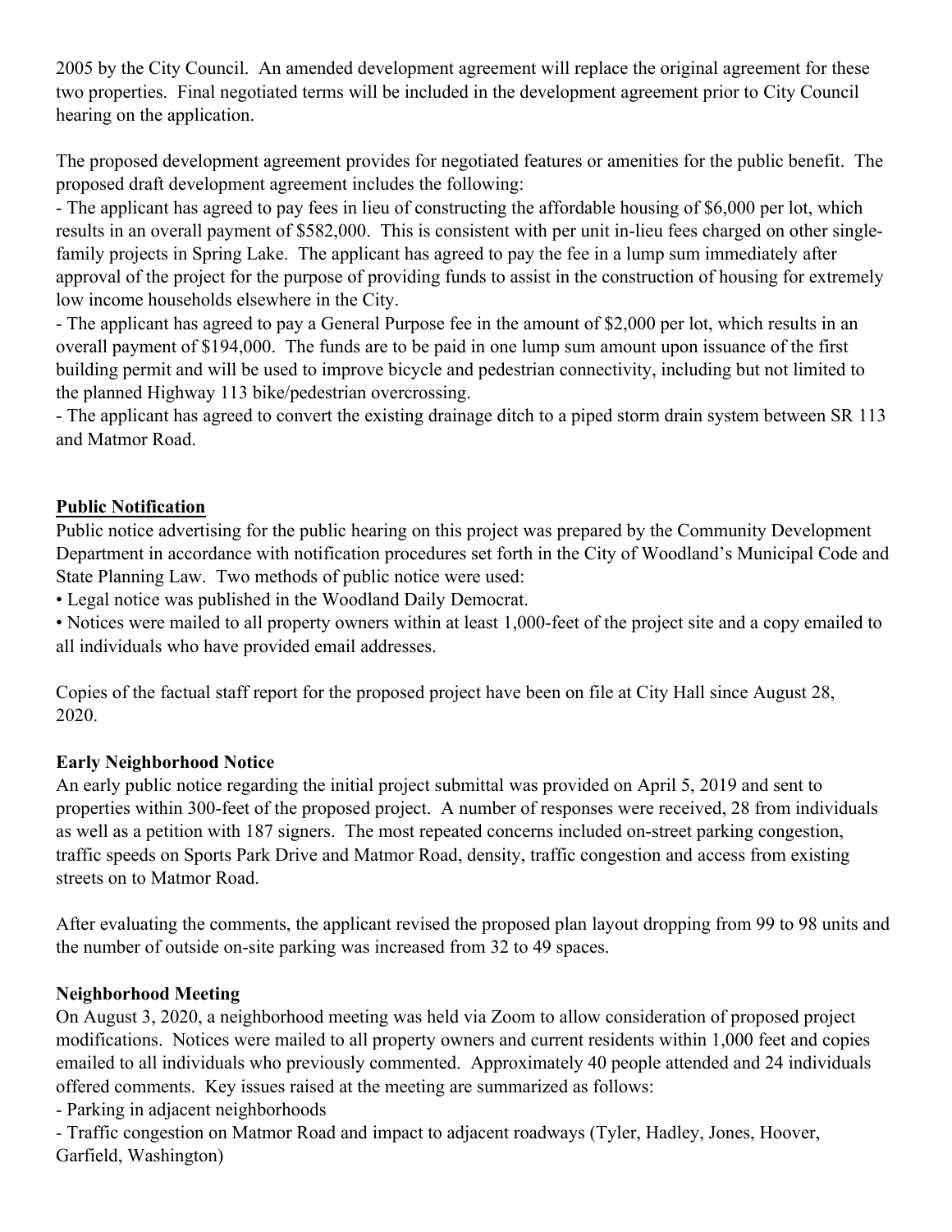2005 by the City Council. An amended development agreement will replace the original agreement for these two properties. Final negotiated terms will be included in the development agreement prior to City Council hearing on the application.

The proposed development agreement provides for negotiated features or amenities for the public benefit. The proposed draft development agreement includes the following:

- The applicant has agreed to pay fees in lieu of constructing the affordable housing of $6,000 per lot, which results in an overall payment of $582,000. This is consistent with per unit in-lieu fees charged on other single-family projects in Spring Lake. The applicant has agreed to pay the fee in a lump sum immediately after approval of the project for the purpose of providing funds to assist in the construction of housing for extremely low income households elsewhere in the City.
- The applicant has agreed to pay a General Purpose fee in the amount of $2,000 per lot, which results in an overall payment of $194,000. The funds are to be paid in one lump sum amount upon issuance of the first building permit and will be used to improve bicycle and pedestrian connectivity, including but not limited to the planned Highway 113 bike/pedestrian overcrossing.
- The applicant has agreed to convert the existing drainage ditch to a piped storm drain system between SR 113 and Matmor Road.

## Public Notification

Public notice advertising for the public hearing on this project was prepared by the Community Development Department in accordance with notification procedures set forth in the City of Woodland's Municipal Code and State Planning Law. Two methods of public notice were used:

- Legal notice was published in the Woodland Daily Democrat.
- Notices were mailed to all property owners within at least 1,000-feet of the project site and a copy emailed to all individuals who have provided email addresses.

Copies of the factual staff report for the proposed project have been on file at City Hall since August 28, 2020.

### Early Neighborhood Notice

An early public notice regarding the initial project submittal was provided on April 5, 2019 and sent to properties within 300-feet of the proposed project. A number of responses were received, 28 from individuals as well as a petition with 187 signers. The most repeated concerns included on-street parking congestion, traffic speeds on Sports Park Drive and Matmor Road, density, traffic congestion and access from existing streets on to Matmor Road.

After evaluating the comments, the applicant revised the proposed plan layout dropping from 99 to 98 units and the number of outside on-site parking was increased from 32 to 49 spaces.

### Neighborhood Meeting

On August 3, 2020, a neighborhood meeting was held via Zoom to allow consideration of proposed project modifications. Notices were mailed to all property owners and current residents within 1,000 feet and copies emailed to all individuals who previously commented. Approximately 40 people attended and 24 individuals offered comments. Key issues raised at the meeting are summarized as follows:

- Parking in adjacent neighborhoods
- Traffic congestion on Matmor Road and impact to adjacent roadways (Tyler, Hadley, Jones, Hoover, Garfield, Washington)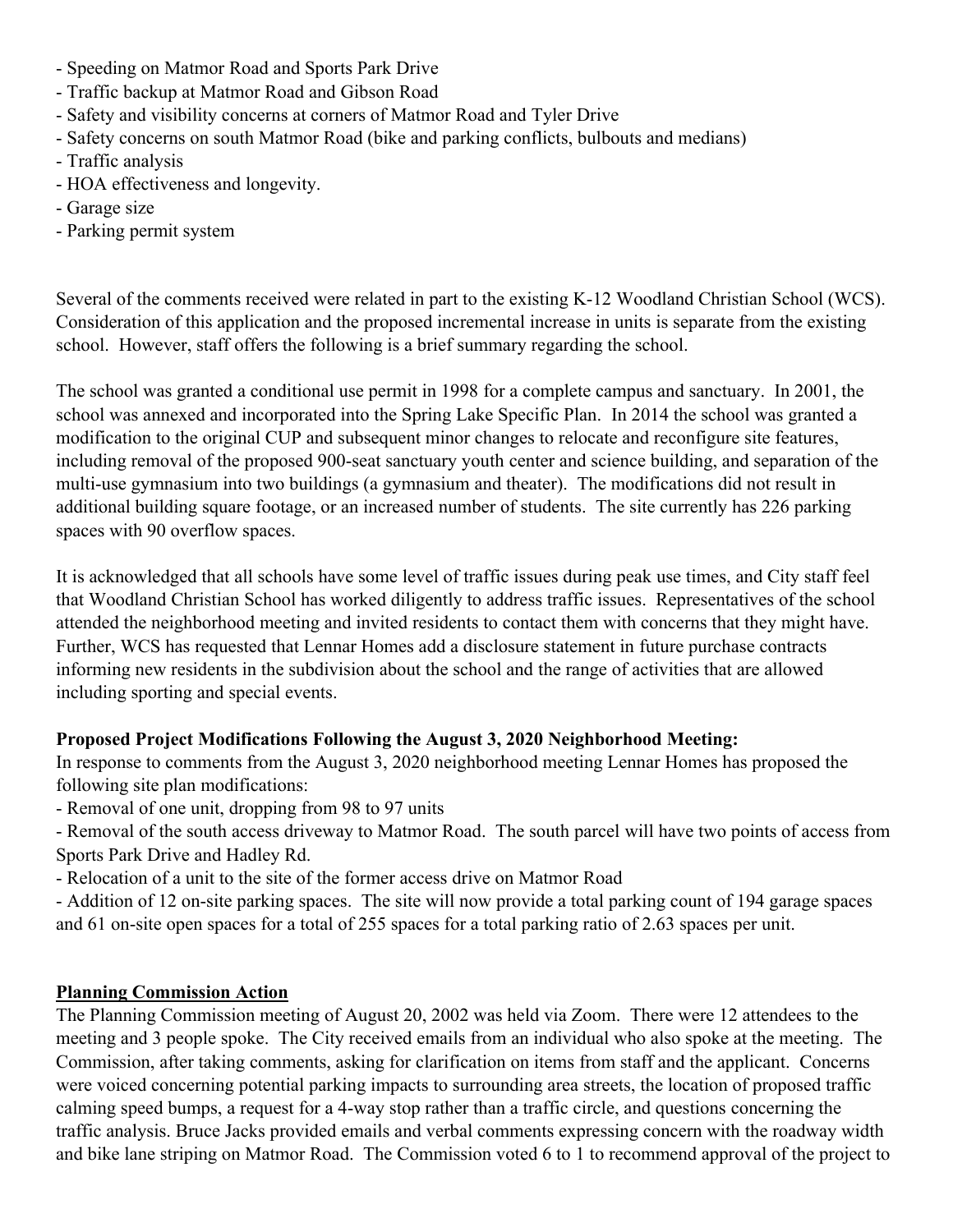- Speeding on Matmor Road and Sports Park Drive
- Traffic backup at Matmor Road and Gibson Road
- Safety and visibility concerns at corners of Matmor Road and Tyler Drive
- Safety concerns on south Matmor Road (bike and parking conflicts, bulbouts and medians)
- Traffic analysis
- HOA effectiveness and longevity.
- Garage size
- Parking permit system

Several of the comments received were related in part to the existing K-12 Woodland Christian School (WCS). Consideration of this application and the proposed incremental increase in units is separate from the existing school. However, staff offers the following is a brief summary regarding the school.

The school was granted a conditional use permit in 1998 for a complete campus and sanctuary. In 2001, the school was annexed and incorporated into the Spring Lake Specific Plan. In 2014 the school was granted a modification to the original CUP and subsequent minor changes to relocate and reconfigure site features, including removal of the proposed 900-seat sanctuary youth center and science building, and separation of the multi-use gymnasium into two buildings (a gymnasium and theater). The modifications did not result in additional building square footage, or an increased number of students. The site currently has 226 parking spaces with 90 overflow spaces.

It is acknowledged that all schools have some level of traffic issues during peak use times, and City staff feel that Woodland Christian School has worked diligently to address traffic issues. Representatives of the school attended the neighborhood meeting and invited residents to contact them with concerns that they might have. Further, WCS has requested that Lennar Homes add a disclosure statement in future purchase contracts informing new residents in the subdivision about the school and the range of activities that are allowed including sporting and special events.

**Proposed Project Modifications Following the August 3, 2020 Neighborhood Meeting:**
In response to comments from the August 3, 2020 neighborhood meeting Lennar Homes has proposed the following site plan modifications:

- Removal of one unit, dropping from 98 to 97 units
- Removal of the south access driveway to Matmor Road. The south parcel will have two points of access from Sports Park Drive and Hadley Rd.
- Relocation of a unit to the site of the former access drive on Matmor Road
- Addition of 12 on-site parking spaces. The site will now provide a total parking count of 194 garage spaces and 61 on-site open spaces for a total of 255 spaces for a total parking ratio of 2.63 spaces per unit.

**Planning Commission Action**

The Planning Commission meeting of August 20, 2002 was held via Zoom. There were 12 attendees to the meeting and 3 people spoke. The City received emails from an individual who also spoke at the meeting. The Commission, after taking comments, asking for clarification on items from staff and the applicant. Concerns were voiced concerning potential parking impacts to surrounding area streets, the location of proposed traffic calming speed bumps, a request for a 4-way stop rather than a traffic circle, and questions concerning the traffic analysis. Bruce Jacks provided emails and verbal comments expressing concern with the roadway width and bike lane striping on Matmor Road. The Commission voted 6 to 1 to recommend approval of the project to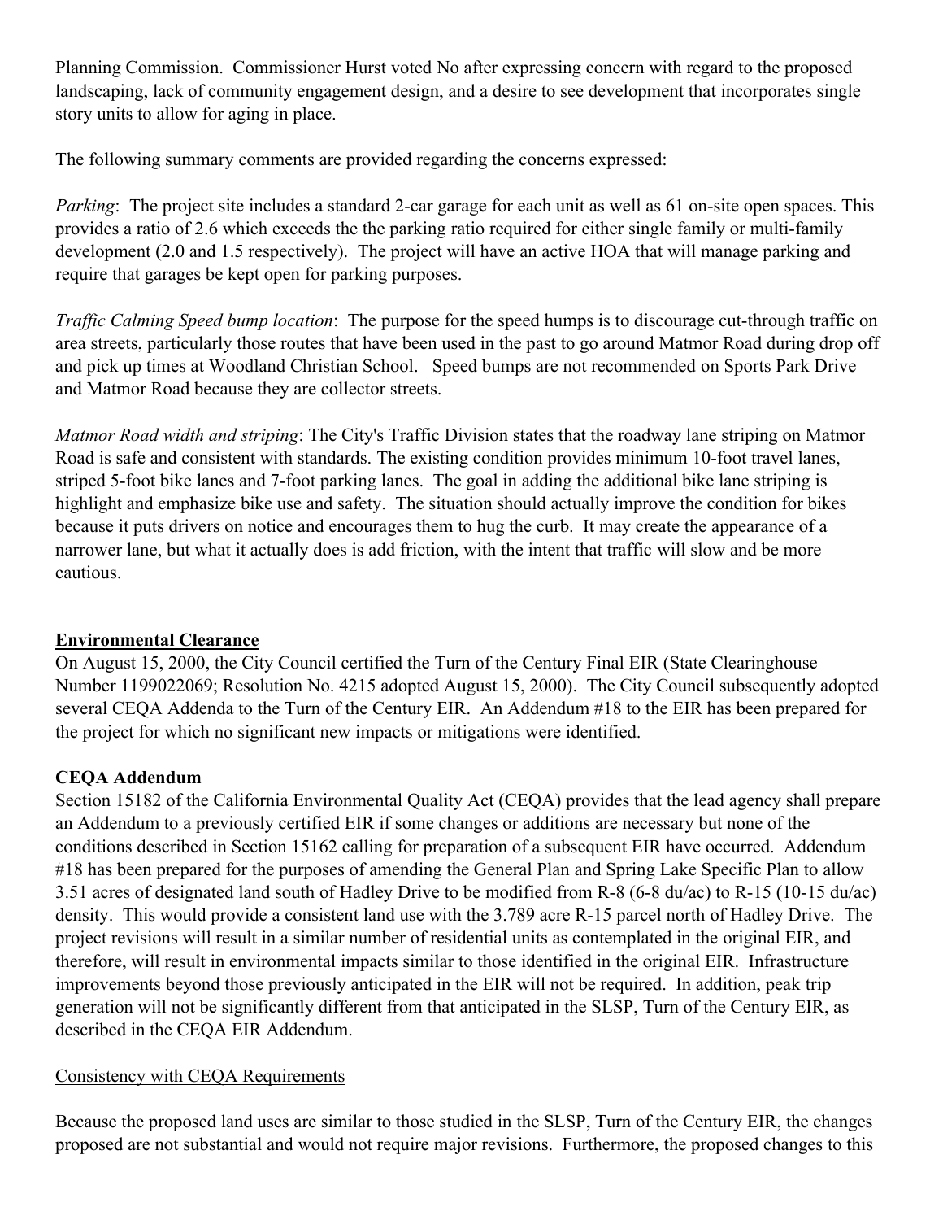Planning Commission. Commissioner Hurst voted No after expressing concern with regard to the proposed landscaping, lack of community engagement design, and a desire to see development that incorporates single story units to allow for aging in place.

The following summary comments are provided regarding the concerns expressed:

*Parking*: The project site includes a standard 2-car garage for each unit as well as 61 on-site open spaces. This provides a ratio of 2.6 which exceeds the the parking ratio required for either single family or multi-family development (2.0 and 1.5 respectively). The project will have an active HOA that will manage parking and require that garages be kept open for parking purposes.

*Traffic Calming Speed bump location*: The purpose for the speed humps is to discourage cut-through traffic on area streets, particularly those routes that have been used in the past to go around Matmor Road during drop off and pick up times at Woodland Christian School. Speed bumps are not recommended on Sports Park Drive and Matmor Road because they are collector streets.

*Matmor Road width and striping*: The City's Traffic Division states that the roadway lane striping on Matmor Road is safe and consistent with standards. The existing condition provides minimum 10-foot travel lanes, striped 5-foot bike lanes and 7-foot parking lanes. The goal in adding the additional bike lane striping is highlight and emphasize bike use and safety. The situation should actually improve the condition for bikes because it puts drivers on notice and encourages them to hug the curb. It may create the appearance of a narrower lane, but what it actually does is add friction, with the intent that traffic will slow and be more cautious.

## Environmental Clearance

On August 15, 2000, the City Council certified the Turn of the Century Final EIR (State Clearinghouse Number 1199022069; Resolution No. 4215 adopted August 15, 2000). The City Council subsequently adopted several CEQA Addenda to the Turn of the Century EIR. An Addendum #18 to the EIR has been prepared for the project for which no significant new impacts or mitigations were identified.

## CEQA Addendum

Section 15182 of the California Environmental Quality Act (CEQA) provides that the lead agency shall prepare an Addendum to a previously certified EIR if some changes or additions are necessary but none of the conditions described in Section 15162 calling for preparation of a subsequent EIR have occurred. Addendum #18 has been prepared for the purposes of amending the General Plan and Spring Lake Specific Plan to allow 3.51 acres of designated land south of Hadley Drive to be modified from R-8 (6-8 du/ac) to R-15 (10-15 du/ac) density. This would provide a consistent land use with the 3.789 acre R-15 parcel north of Hadley Drive. The project revisions will result in a similar number of residential units as contemplated in the original EIR, and therefore, will result in environmental impacts similar to those identified in the original EIR. Infrastructure improvements beyond those previously anticipated in the EIR will not be required. In addition, peak trip generation will not be significantly different from that anticipated in the SLSP, Turn of the Century EIR, as described in the CEQA EIR Addendum.

### Consistency with CEQA Requirements

Because the proposed land uses are similar to those studied in the SLSP, Turn of the Century EIR, the changes proposed are not substantial and would not require major revisions. Furthermore, the proposed changes to this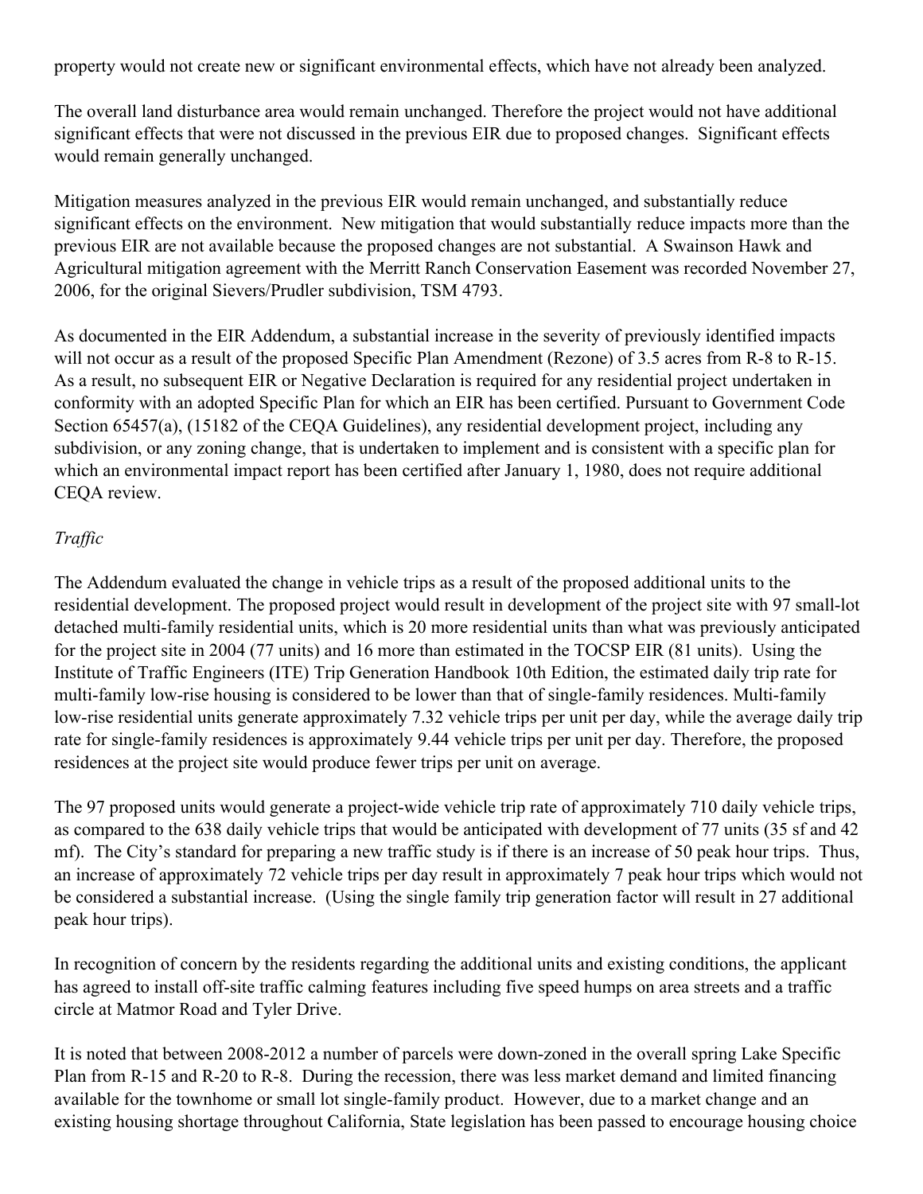property would not create new or significant environmental effects, which have not already been analyzed.

The overall land disturbance area would remain unchanged. Therefore the project would not have additional significant effects that were not discussed in the previous EIR due to proposed changes. Significant effects would remain generally unchanged.

Mitigation measures analyzed in the previous EIR would remain unchanged, and substantially reduce significant effects on the environment. New mitigation that would substantially reduce impacts more than the previous EIR are not available because the proposed changes are not substantial. A Swainson Hawk and Agricultural mitigation agreement with the Merritt Ranch Conservation Easement was recorded November 27, 2006, for the original Sievers/Prudler subdivision, TSM 4793.

As documented in the EIR Addendum, a substantial increase in the severity of previously identified impacts will not occur as a result of the proposed Specific Plan Amendment (Rezone) of 3.5 acres from R-8 to R-15. As a result, no subsequent EIR or Negative Declaration is required for any residential project undertaken in conformity with an adopted Specific Plan for which an EIR has been certified. Pursuant to Government Code Section 65457(a), (15182 of the CEQA Guidelines), any residential development project, including any subdivision, or any zoning change, that is undertaken to implement and is consistent with a specific plan for which an environmental impact report has been certified after January 1, 1980, does not require additional CEQA review.

*Traffic*

The Addendum evaluated the change in vehicle trips as a result of the proposed additional units to the residential development. The proposed project would result in development of the project site with 97 small-lot detached multi-family residential units, which is 20 more residential units than what was previously anticipated for the project site in 2004 (77 units) and 16 more than estimated in the TOCSP EIR (81 units). Using the Institute of Traffic Engineers (ITE) Trip Generation Handbook 10th Edition, the estimated daily trip rate for multi-family low-rise housing is considered to be lower than that of single-family residences. Multi-family low-rise residential units generate approximately 7.32 vehicle trips per unit per day, while the average daily trip rate for single-family residences is approximately 9.44 vehicle trips per unit per day. Therefore, the proposed residences at the project site would produce fewer trips per unit on average.

The 97 proposed units would generate a project-wide vehicle trip rate of approximately 710 daily vehicle trips, as compared to the 638 daily vehicle trips that would be anticipated with development of 77 units (35 sf and 42 mf). The City's standard for preparing a new traffic study is if there is an increase of 50 peak hour trips. Thus, an increase of approximately 72 vehicle trips per day result in approximately 7 peak hour trips which would not be considered a substantial increase. (Using the single family trip generation factor will result in 27 additional peak hour trips).

In recognition of concern by the residents regarding the additional units and existing conditions, the applicant has agreed to install off-site traffic calming features including five speed humps on area streets and a traffic circle at Matmor Road and Tyler Drive.

It is noted that between 2008-2012 a number of parcels were down-zoned in the overall spring Lake Specific Plan from R-15 and R-20 to R-8. During the recession, there was less market demand and limited financing available for the townhome or small lot single-family product. However, due to a market change and an existing housing shortage throughout California, State legislation has been passed to encourage housing choice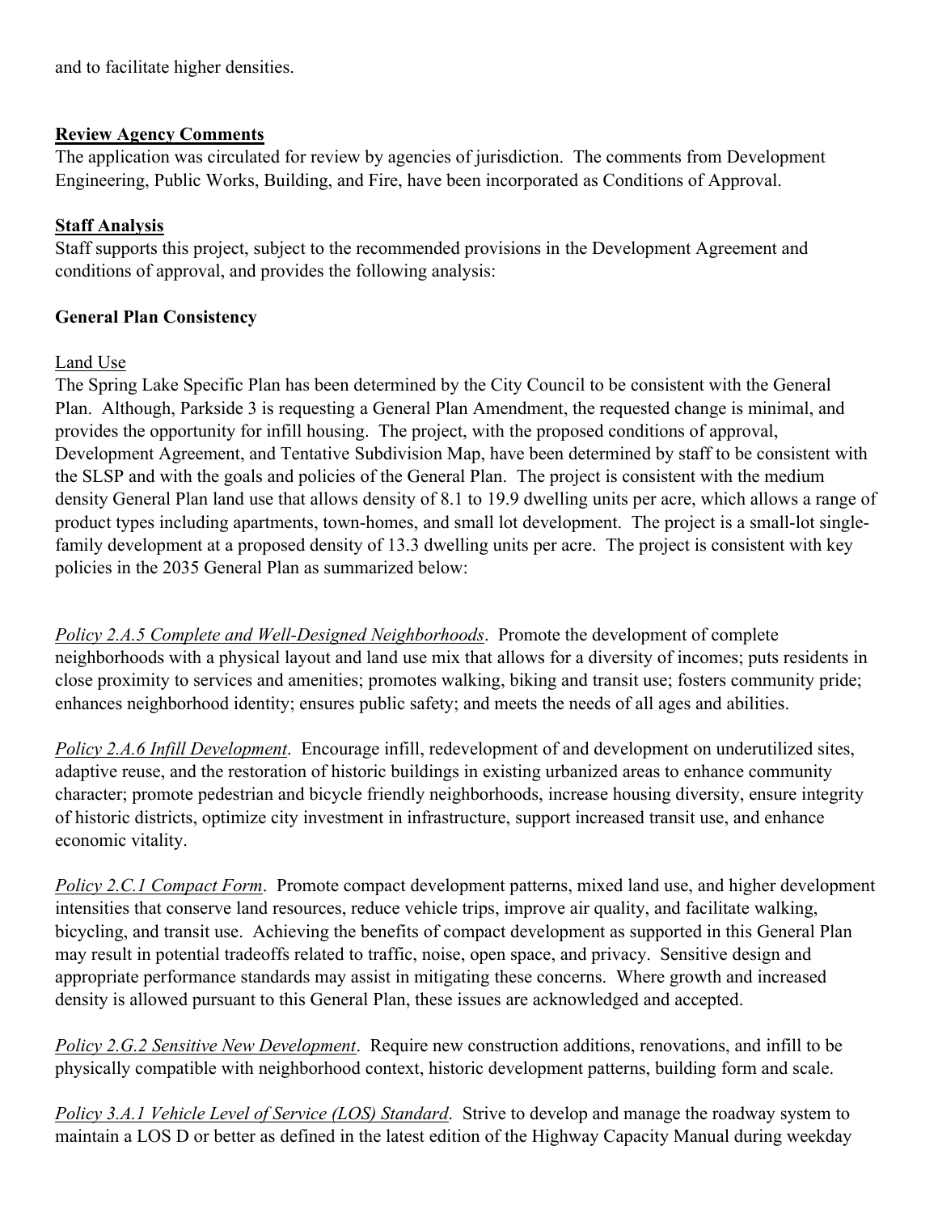and to facilitate higher densities.

**Review Agency Comments**

The application was circulated for review by agencies of jurisdiction. The comments from Development Engineering, Public Works, Building, and Fire, have been incorporated as Conditions of Approval.

**Staff Analysis**

Staff supports this project, subject to the recommended provisions in the Development Agreement and conditions of approval, and provides the following analysis:

**General Plan Consistency**

Land Use

The Spring Lake Specific Plan has been determined by the City Council to be consistent with the General Plan. Although, Parkside 3 is requesting a General Plan Amendment, the requested change is minimal, and provides the opportunity for infill housing. The project, with the proposed conditions of approval, Development Agreement, and Tentative Subdivision Map, have been determined by staff to be consistent with the SLSP and with the goals and policies of the General Plan. The project is consistent with the medium density General Plan land use that allows density of 8.1 to 19.9 dwelling units per acre, which allows a range of product types including apartments, town-homes, and small lot development. The project is a small-lot single-family development at a proposed density of 13.3 dwelling units per acre. The project is consistent with key policies in the 2035 General Plan as summarized below:

*Policy 2.A.5 Complete and Well-Designed Neighborhoods*. Promote the development of complete neighborhoods with a physical layout and land use mix that allows for a diversity of incomes; puts residents in close proximity to services and amenities; promotes walking, biking and transit use; fosters community pride; enhances neighborhood identity; ensures public safety; and meets the needs of all ages and abilities.

*Policy 2.A.6 Infill Development*. Encourage infill, redevelopment of and development on underutilized sites, adaptive reuse, and the restoration of historic buildings in existing urbanized areas to enhance community character; promote pedestrian and bicycle friendly neighborhoods, increase housing diversity, ensure integrity of historic districts, optimize city investment in infrastructure, support increased transit use, and enhance economic vitality.

*Policy 2.C.1 Compact Form*. Promote compact development patterns, mixed land use, and higher development intensities that conserve land resources, reduce vehicle trips, improve air quality, and facilitate walking, bicycling, and transit use. Achieving the benefits of compact development as supported in this General Plan may result in potential tradeoffs related to traffic, noise, open space, and privacy. Sensitive design and appropriate performance standards may assist in mitigating these concerns. Where growth and increased density is allowed pursuant to this General Plan, these issues are acknowledged and accepted.

*Policy 2.G.2 Sensitive New Development*. Require new construction additions, renovations, and infill to be physically compatible with neighborhood context, historic development patterns, building form and scale.

*Policy 3.A.1 Vehicle Level of Service (LOS) Standard*. Strive to develop and manage the roadway system to maintain a LOS D or better as defined in the latest edition of the Highway Capacity Manual during weekday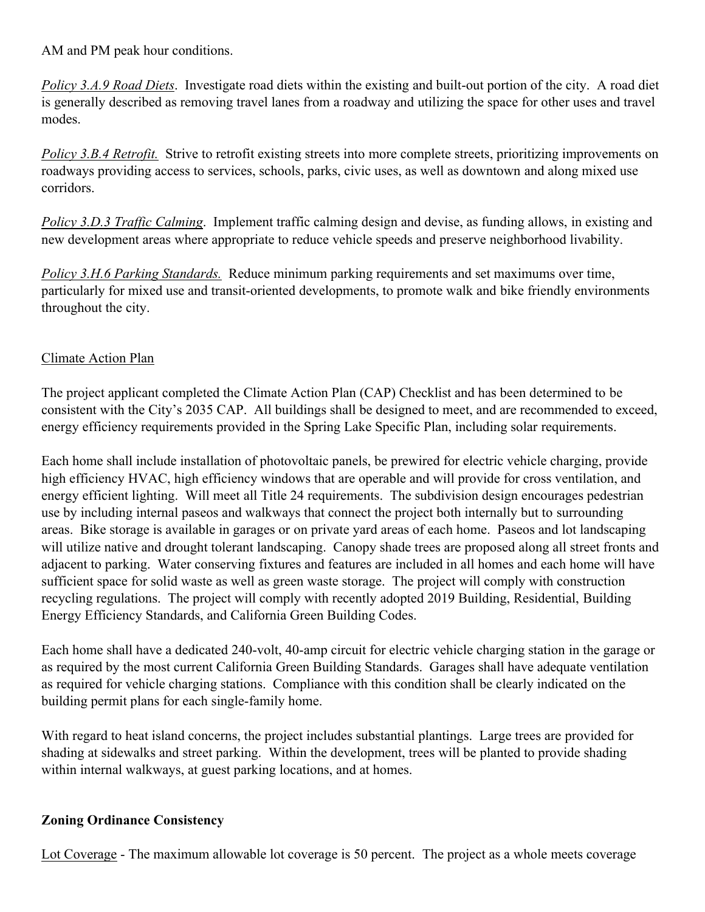AM and PM peak hour conditions.

*Policy 3.A.9 Road Diets*. Investigate road diets within the existing and built-out portion of the city. A road diet is generally described as removing travel lanes from a roadway and utilizing the space for other uses and travel modes.

*Policy 3.B.4 Retrofit.* Strive to retrofit existing streets into more complete streets, prioritizing improvements on roadways providing access to services, schools, parks, civic uses, as well as downtown and along mixed use corridors.

*Policy 3.D.3 Traffic Calming*. Implement traffic calming design and devise, as funding allows, in existing and new development areas where appropriate to reduce vehicle speeds and preserve neighborhood livability.

*Policy 3.H.6 Parking Standards.* Reduce minimum parking requirements and set maximums over time, particularly for mixed use and transit-oriented developments, to promote walk and bike friendly environments throughout the city.

Climate Action Plan

The project applicant completed the Climate Action Plan (CAP) Checklist and has been determined to be consistent with the City's 2035 CAP. All buildings shall be designed to meet, and are recommended to exceed, energy efficiency requirements provided in the Spring Lake Specific Plan, including solar requirements.

Each home shall include installation of photovoltaic panels, be prewired for electric vehicle charging, provide high efficiency HVAC, high efficiency windows that are operable and will provide for cross ventilation, and energy efficient lighting. Will meet all Title 24 requirements. The subdivision design encourages pedestrian use by including internal paseos and walkways that connect the project both internally but to surrounding areas. Bike storage is available in garages or on private yard areas of each home. Paseos and lot landscaping will utilize native and drought tolerant landscaping. Canopy shade trees are proposed along all street fronts and adjacent to parking. Water conserving fixtures and features are included in all homes and each home will have sufficient space for solid waste as well as green waste storage. The project will comply with construction recycling regulations. The project will comply with recently adopted 2019 Building, Residential, Building Energy Efficiency Standards, and California Green Building Codes.

Each home shall have a dedicated 240-volt, 40-amp circuit for electric vehicle charging station in the garage or as required by the most current California Green Building Standards. Garages shall have adequate ventilation as required for vehicle charging stations. Compliance with this condition shall be clearly indicated on the building permit plans for each single-family home.

With regard to heat island concerns, the project includes substantial plantings. Large trees are provided for shading at sidewalks and street parking. Within the development, trees will be planted to provide shading within internal walkways, at guest parking locations, and at homes.

**Zoning Ordinance Consistency**

Lot Coverage - The maximum allowable lot coverage is 50 percent. The project as a whole meets coverage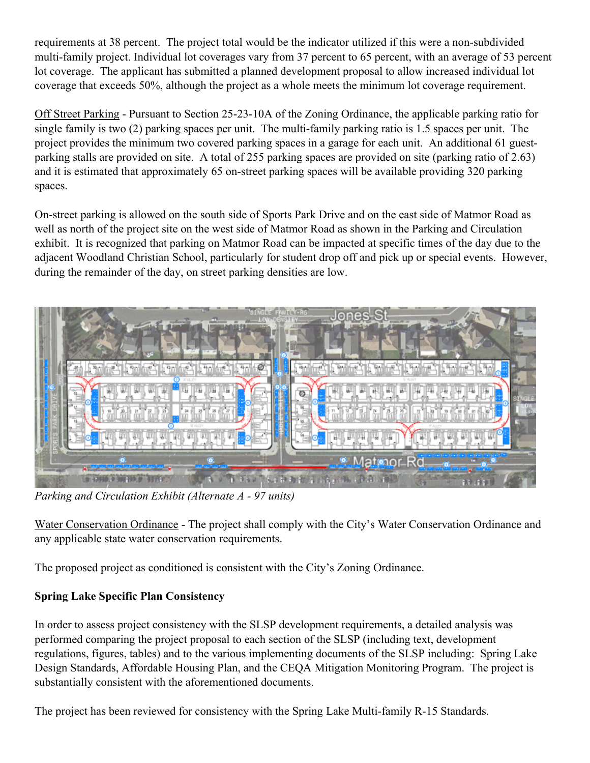requirements at 38 percent. The project total would be the indicator utilized if this were a non-subdivided multi-family project. Individual lot coverages vary from 37 percent to 65 percent, with an average of 53 percent lot coverage. The applicant has submitted a planned development proposal to allow increased individual lot coverage that exceeds 50%, although the project as a whole meets the minimum lot coverage requirement.

Off Street Parking - Pursuant to Section 25-23-10A of the Zoning Ordinance, the applicable parking ratio for single family is two (2) parking spaces per unit. The multi-family parking ratio is 1.5 spaces per unit. The project provides the minimum two covered parking spaces in a garage for each unit. An additional 61 guest-parking stalls are provided on site. A total of 255 parking spaces are provided on site (parking ratio of 2.63) and it is estimated that approximately 65 on-street parking spaces will be available providing 320 parking spaces.

On-street parking is allowed on the south side of Sports Park Drive and on the east side of Matmor Road as well as north of the project site on the west side of Matmor Road as shown in the Parking and Circulation exhibit. It is recognized that parking on Matmor Road can be impacted at specific times of the day due to the adjacent Woodland Christian School, particularly for student drop off and pick up or special events. However, during the remainder of the day, on street parking densities are low.

*Parking and Circulation Exhibit (Alternate A - 97 units)*

Water Conservation Ordinance - The project shall comply with the City's Water Conservation Ordinance and any applicable state water conservation requirements.

The proposed project as conditioned is consistent with the City's Zoning Ordinance.

**Spring Lake Specific Plan Consistency**

In order to assess project consistency with the SLSP development requirements, a detailed analysis was performed comparing the project proposal to each section of the SLSP (including text, development regulations, figures, tables) and to the various implementing documents of the SLSP including: Spring Lake Design Standards, Affordable Housing Plan, and the CEQA Mitigation Monitoring Program. The project is substantially consistent with the aforementioned documents.

The project has been reviewed for consistency with the Spring Lake Multi-family R-15 Standards.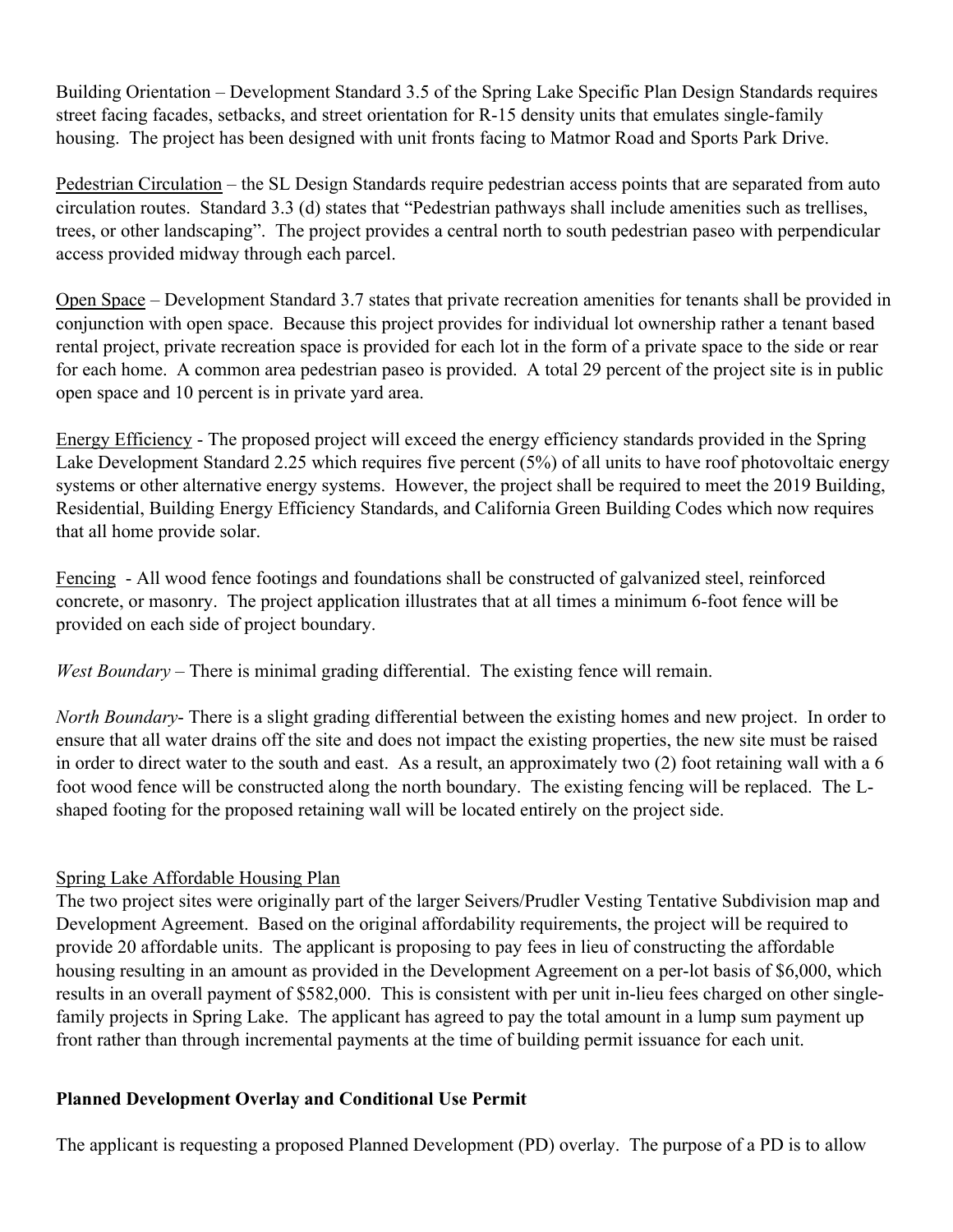Building Orientation – Development Standard 3.5 of the Spring Lake Specific Plan Design Standards requires street facing facades, setbacks, and street orientation for R-15 density units that emulates single-family housing. The project has been designed with unit fronts facing to Matmor Road and Sports Park Drive.

Pedestrian Circulation – the SL Design Standards require pedestrian access points that are separated from auto circulation routes. Standard 3.3 (d) states that "Pedestrian pathways shall include amenities such as trellises, trees, or other landscaping". The project provides a central north to south pedestrian paseo with perpendicular access provided midway through each parcel.

Open Space – Development Standard 3.7 states that private recreation amenities for tenants shall be provided in conjunction with open space. Because this project provides for individual lot ownership rather a tenant based rental project, private recreation space is provided for each lot in the form of a private space to the side or rear for each home. A common area pedestrian paseo is provided. A total 29 percent of the project site is in public open space and 10 percent is in private yard area.

Energy Efficiency - The proposed project will exceed the energy efficiency standards provided in the Spring Lake Development Standard 2.25 which requires five percent (5%) of all units to have roof photovoltaic energy systems or other alternative energy systems. However, the project shall be required to meet the 2019 Building, Residential, Building Energy Efficiency Standards, and California Green Building Codes which now requires that all home provide solar.

Fencing - All wood fence footings and foundations shall be constructed of galvanized steel, reinforced concrete, or masonry. The project application illustrates that at all times a minimum 6-foot fence will be provided on each side of project boundary.

*West Boundary* – There is minimal grading differential. The existing fence will remain.

*North Boundary*- There is a slight grading differential between the existing homes and new project. In order to ensure that all water drains off the site and does not impact the existing properties, the new site must be raised in order to direct water to the south and east. As a result, an approximately two (2) foot retaining wall with a 6 foot wood fence will be constructed along the north boundary. The existing fencing will be replaced. The L-shaped footing for the proposed retaining wall will be located entirely on the project side.

Spring Lake Affordable Housing Plan

The two project sites were originally part of the larger Seivers/Prudler Vesting Tentative Subdivision map and Development Agreement. Based on the original affordability requirements, the project will be required to provide 20 affordable units. The applicant is proposing to pay fees in lieu of constructing the affordable housing resulting in an amount as provided in the Development Agreement on a per-lot basis of $6,000, which results in an overall payment of $582,000. This is consistent with per unit in-lieu fees charged on other single-family projects in Spring Lake. The applicant has agreed to pay the total amount in a lump sum payment up front rather than through incremental payments at the time of building permit issuance for each unit.

**Planned Development Overlay and Conditional Use Permit**

The applicant is requesting a proposed Planned Development (PD) overlay. The purpose of a PD is to allow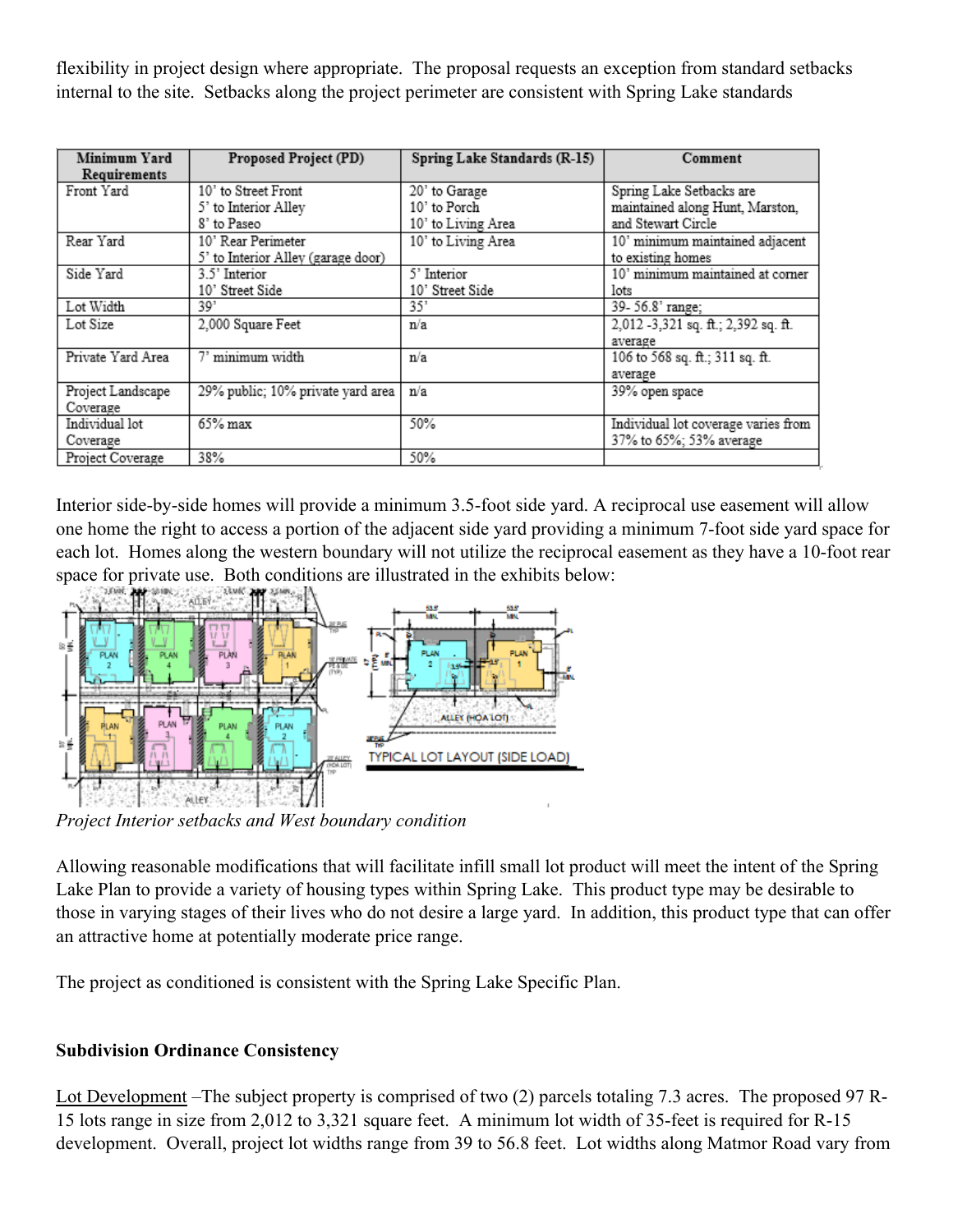flexibility in project design where appropriate. The proposal requests an exception from standard setbacks internal to the site. Setbacks along the project perimeter are consistent with Spring Lake standards

| Minimum Yard Requirements | Proposed Project (PD) | Spring Lake Standards (R-15) | Comment |
|---|---|---|---|
| Front Yard | 10' to Street Front<br>5' to Interior Alley<br>8' to Paseo | 20' to Garage<br>10' to Porch<br>10' to Living Area | Spring Lake Setbacks are maintained along Hunt, Marston, and Stewart Circle |
| Rear Yard | 10' Rear Perimeter<br>5' to Interior Alley (garage door) | 10' to Living Area | 10' minimum maintained adjacent to existing homes |
| Side Yard | 3.5' Interior<br>10' Street Side | 5' Interior<br>10' Street Side | 10' minimum maintained at corner lots |
| Lot Width | 39' | 35' | 39- 56.8' range; |
| Lot Size | 2,000 Square Feet | n/a | 2,012 -3,321 sq. ft.; 2,392 sq. ft. average |
| Private Yard Area | 7' minimum width | n/a | 106 to 568 sq. ft.; 311 sq. ft. average |
| Project Landscape Coverage | 29% public; 10% private yard area | n/a | 39% open space |
| Individual lot Coverage | 65% max | 50% | Individual lot coverage varies from 37% to 65%; 53% average |
| Project Coverage | 38% | 50% | |

Interior side-by-side homes will provide a minimum 3.5-foot side yard. A reciprocal use easement will allow one home the right to access a portion of the adjacent side yard providing a minimum 7-foot side yard space for each lot. Homes along the western boundary will not utilize the reciprocal easement as they have a 10-foot rear space for private use. Both conditions are illustrated in the exhibits below:

*Project Interior setbacks and West boundary condition*

Allowing reasonable modifications that will facilitate infill small lot product will meet the intent of the Spring Lake Plan to provide a variety of housing types within Spring Lake. This product type may be desirable to those in varying stages of their lives who do not desire a large yard. In addition, this product type that can offer an attractive home at potentially moderate price range.

The project as conditioned is consistent with the Spring Lake Specific Plan.

**Subdivision Ordinance Consistency**

Lot Development –The subject property is comprised of two (2) parcels totaling 7.3 acres. The proposed 97 R-15 lots range in size from 2,012 to 3,321 square feet. A minimum lot width of 35-feet is required for R-15 development. Overall, project lot widths range from 39 to 56.8 feet. Lot widths along Matmor Road vary from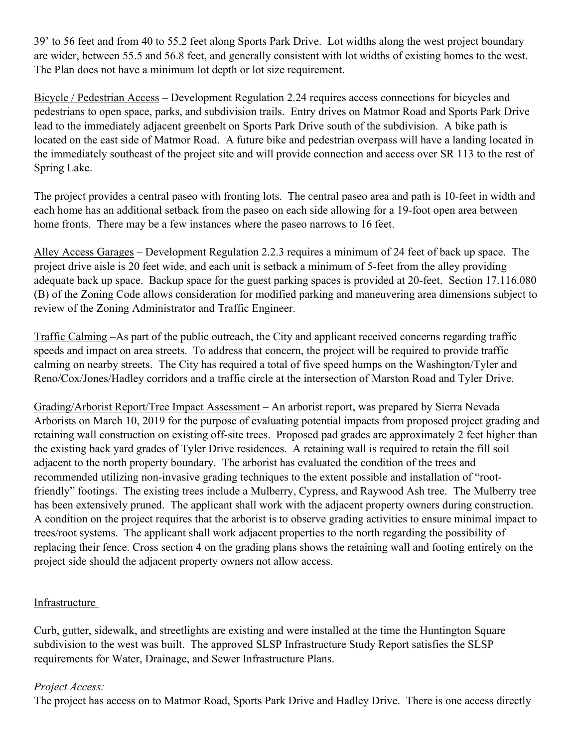39' to 56 feet and from 40 to 55.2 feet along Sports Park Drive. Lot widths along the west project boundary are wider, between 55.5 and 56.8 feet, and generally consistent with lot widths of existing homes to the west. The Plan does not have a minimum lot depth or lot size requirement.

Bicycle / Pedestrian Access – Development Regulation 2.24 requires access connections for bicycles and pedestrians to open space, parks, and subdivision trails. Entry drives on Matmor Road and Sports Park Drive lead to the immediately adjacent greenbelt on Sports Park Drive south of the subdivision. A bike path is located on the east side of Matmor Road. A future bike and pedestrian overpass will have a landing located in the immediately southeast of the project site and will provide connection and access over SR 113 to the rest of Spring Lake.

The project provides a central paseo with fronting lots. The central paseo area and path is 10-feet in width and each home has an additional setback from the paseo on each side allowing for a 19-foot open area between home fronts. There may be a few instances where the paseo narrows to 16 feet.

Alley Access Garages – Development Regulation 2.2.3 requires a minimum of 24 feet of back up space. The project drive aisle is 20 feet wide, and each unit is setback a minimum of 5-feet from the alley providing adequate back up space. Backup space for the guest parking spaces is provided at 20-feet. Section 17.116.080 (B) of the Zoning Code allows consideration for modified parking and maneuvering area dimensions subject to review of the Zoning Administrator and Traffic Engineer.

Traffic Calming –As part of the public outreach, the City and applicant received concerns regarding traffic speeds and impact on area streets. To address that concern, the project will be required to provide traffic calming on nearby streets. The City has required a total of five speed humps on the Washington/Tyler and Reno/Cox/Jones/Hadley corridors and a traffic circle at the intersection of Marston Road and Tyler Drive.

Grading/Arborist Report/Tree Impact Assessment – An arborist report, was prepared by Sierra Nevada Arborists on March 10, 2019 for the purpose of evaluating potential impacts from proposed project grading and retaining wall construction on existing off-site trees. Proposed pad grades are approximately 2 feet higher than the existing back yard grades of Tyler Drive residences. A retaining wall is required to retain the fill soil adjacent to the north property boundary. The arborist has evaluated the condition of the trees and recommended utilizing non-invasive grading techniques to the extent possible and installation of "root-friendly" footings. The existing trees include a Mulberry, Cypress, and Raywood Ash tree. The Mulberry tree has been extensively pruned. The applicant shall work with the adjacent property owners during construction. A condition on the project requires that the arborist is to observe grading activities to ensure minimal impact to trees/root systems. The applicant shall work adjacent properties to the north regarding the possibility of replacing their fence. Cross section 4 on the grading plans shows the retaining wall and footing entirely on the project side should the adjacent property owners not allow access.

Infrastructure

Curb, gutter, sidewalk, and streetlights are existing and were installed at the time the Huntington Square subdivision to the west was built. The approved SLSP Infrastructure Study Report satisfies the SLSP requirements for Water, Drainage, and Sewer Infrastructure Plans.

*Project Access:*
The project has access on to Matmor Road, Sports Park Drive and Hadley Drive. There is one access directly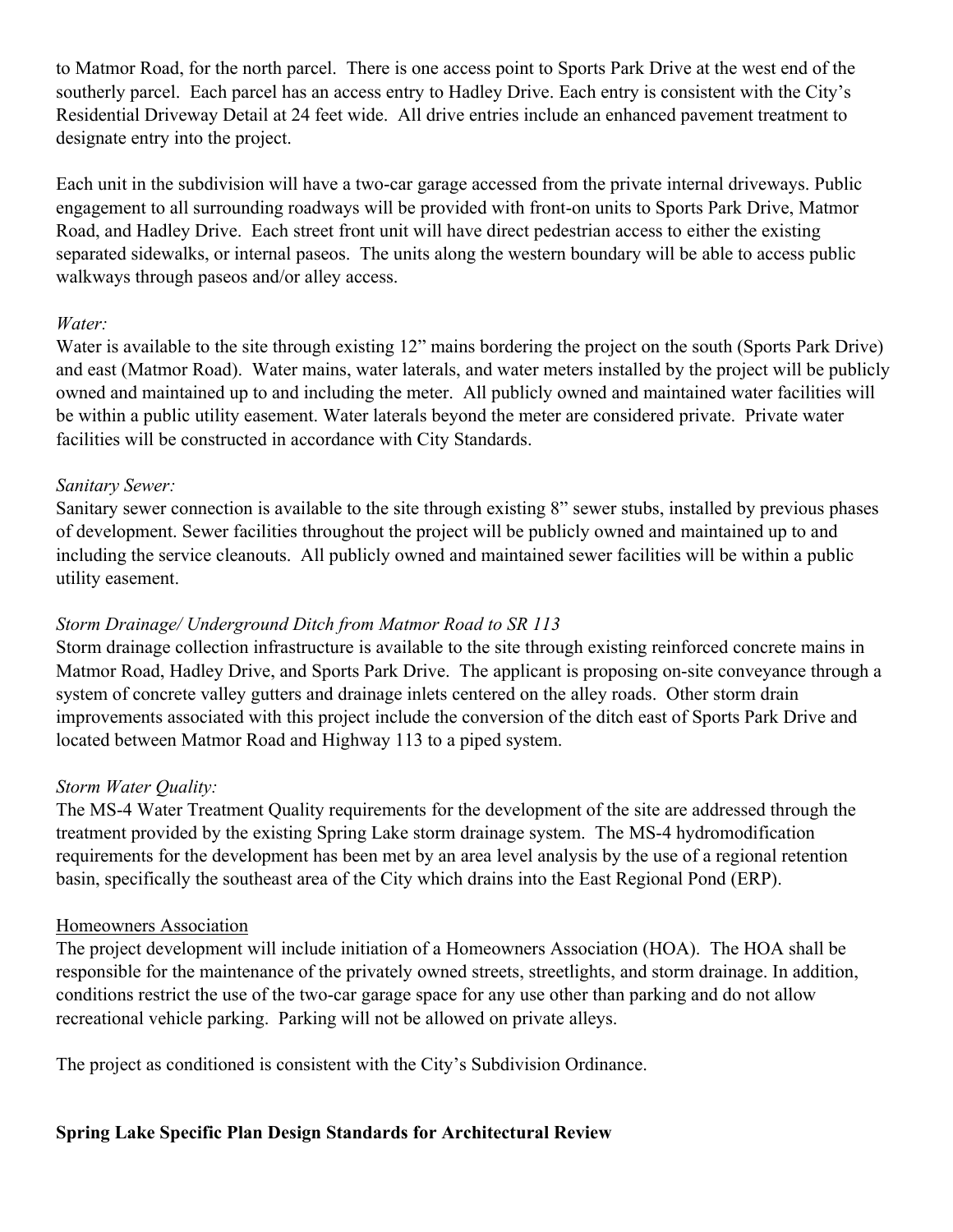to Matmor Road, for the north parcel. There is one access point to Sports Park Drive at the west end of the southerly parcel. Each parcel has an access entry to Hadley Drive. Each entry is consistent with the City's Residential Driveway Detail at 24 feet wide. All drive entries include an enhanced pavement treatment to designate entry into the project.

Each unit in the subdivision will have a two-car garage accessed from the private internal driveways. Public engagement to all surrounding roadways will be provided with front-on units to Sports Park Drive, Matmor Road, and Hadley Drive. Each street front unit will have direct pedestrian access to either the existing separated sidewalks, or internal paseos. The units along the western boundary will be able to access public walkways through paseos and/or alley access.

*Water:*

Water is available to the site through existing 12" mains bordering the project on the south (Sports Park Drive) and east (Matmor Road). Water mains, water laterals, and water meters installed by the project will be publicly owned and maintained up to and including the meter. All publicly owned and maintained water facilities will be within a public utility easement. Water laterals beyond the meter are considered private. Private water facilities will be constructed in accordance with City Standards.

*Sanitary Sewer:*

Sanitary sewer connection is available to the site through existing 8" sewer stubs, installed by previous phases of development. Sewer facilities throughout the project will be publicly owned and maintained up to and including the service cleanouts. All publicly owned and maintained sewer facilities will be within a public utility easement.

*Storm Drainage/ Underground Ditch from Matmor Road to SR 113*

Storm drainage collection infrastructure is available to the site through existing reinforced concrete mains in Matmor Road, Hadley Drive, and Sports Park Drive. The applicant is proposing on-site conveyance through a system of concrete valley gutters and drainage inlets centered on the alley roads. Other storm drain improvements associated with this project include the conversion of the ditch east of Sports Park Drive and located between Matmor Road and Highway 113 to a piped system.

*Storm Water Quality:*

The MS-4 Water Treatment Quality requirements for the development of the site are addressed through the treatment provided by the existing Spring Lake storm drainage system. The MS-4 hydromodification requirements for the development has been met by an area level analysis by the use of a regional retention basin, specifically the southeast area of the City which drains into the East Regional Pond (ERP).

<u>Homeowners Association</u>

The project development will include initiation of a Homeowners Association (HOA). The HOA shall be responsible for the maintenance of the privately owned streets, streetlights, and storm drainage. In addition, conditions restrict the use of the two-car garage space for any use other than parking and do not allow recreational vehicle parking. Parking will not be allowed on private alleys.

The project as conditioned is consistent with the City's Subdivision Ordinance.

**Spring Lake Specific Plan Design Standards for Architectural Review**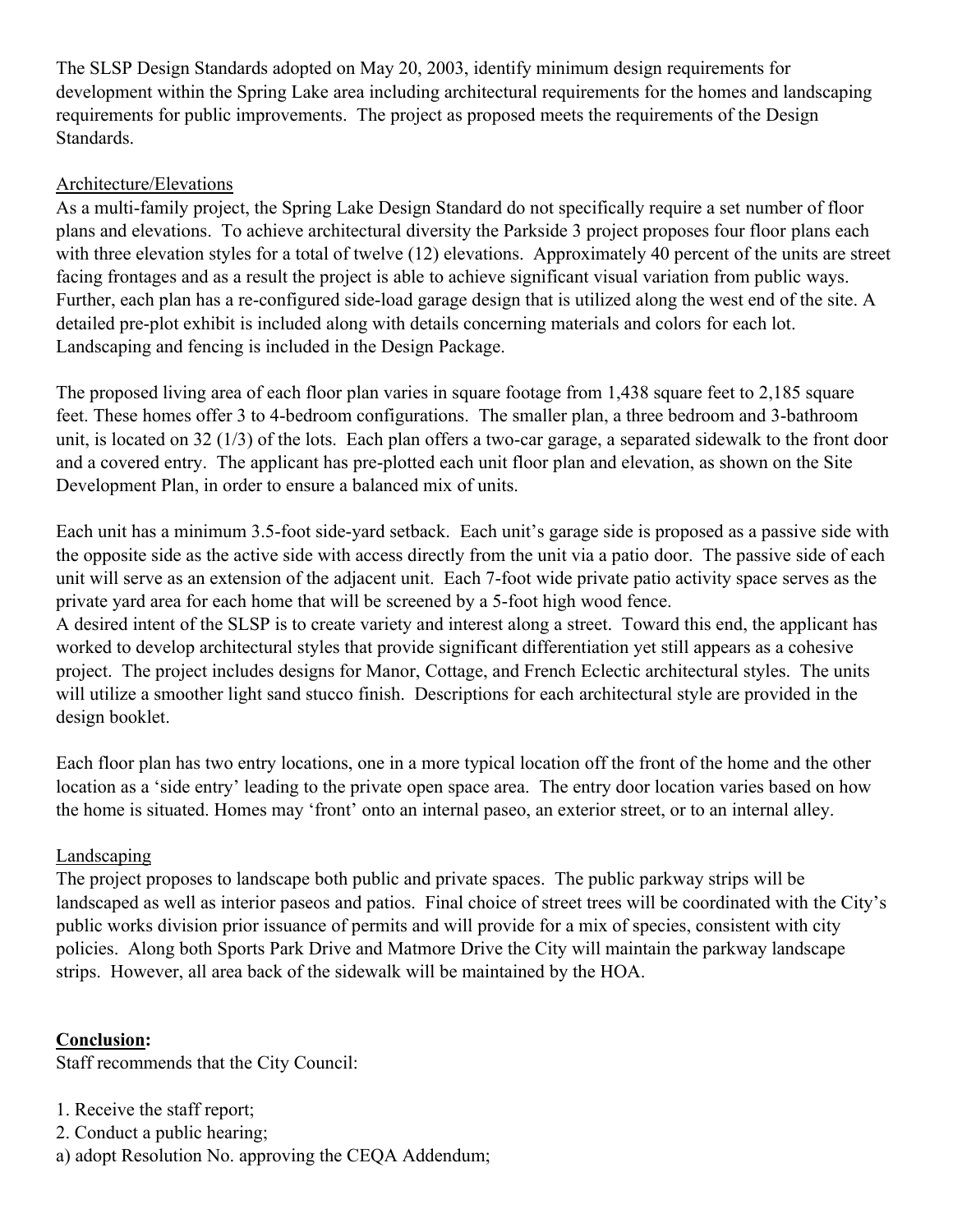The SLSP Design Standards adopted on May 20, 2003, identify minimum design requirements for development within the Spring Lake area including architectural requirements for the homes and landscaping requirements for public improvements. The project as proposed meets the requirements of the Design Standards.

<u>Architecture/Elevations</u>

As a multi-family project, the Spring Lake Design Standard do not specifically require a set number of floor plans and elevations. To achieve architectural diversity the Parkside 3 project proposes four floor plans each with three elevation styles for a total of twelve (12) elevations. Approximately 40 percent of the units are street facing frontages and as a result the project is able to achieve significant visual variation from public ways. Further, each plan has a re-configured side-load garage design that is utilized along the west end of the site. A detailed pre-plot exhibit is included along with details concerning materials and colors for each lot. Landscaping and fencing is included in the Design Package.

The proposed living area of each floor plan varies in square footage from 1,438 square feet to 2,185 square feet. These homes offer 3 to 4-bedroom configurations. The smaller plan, a three bedroom and 3-bathroom unit, is located on 32 (1/3) of the lots. Each plan offers a two-car garage, a separated sidewalk to the front door and a covered entry. The applicant has pre-plotted each unit floor plan and elevation, as shown on the Site Development Plan, in order to ensure a balanced mix of units.

Each unit has a minimum 3.5-foot side-yard setback. Each unit's garage side is proposed as a passive side with the opposite side as the active side with access directly from the unit via a patio door. The passive side of each unit will serve as an extension of the adjacent unit. Each 7-foot wide private patio activity space serves as the private yard area for each home that will be screened by a 5-foot high wood fence.

A desired intent of the SLSP is to create variety and interest along a street. Toward this end, the applicant has worked to develop architectural styles that provide significant differentiation yet still appears as a cohesive project. The project includes designs for Manor, Cottage, and French Eclectic architectural styles. The units will utilize a smoother light sand stucco finish. Descriptions for each architectural style are provided in the design booklet.

Each floor plan has two entry locations, one in a more typical location off the front of the home and the other location as a 'side entry' leading to the private open space area. The entry door location varies based on how the home is situated. Homes may 'front' onto an internal paseo, an exterior street, or to an internal alley.

<u>Landscaping</u>

The project proposes to landscape both public and private spaces. The public parkway strips will be landscaped as well as interior paseos and patios. Final choice of street trees will be coordinated with the City's public works division prior issuance of permits and will provide for a mix of species, consistent with city policies. Along both Sports Park Drive and Matmore Drive the City will maintain the parkway landscape strips. However, all area back of the sidewalk will be maintained by the HOA.

**<u>Conclusion</u>:**

Staff recommends that the City Council:

1. Receive the staff report;
2. Conduct a public hearing;

a) adopt Resolution No. approving the CEQA Addendum;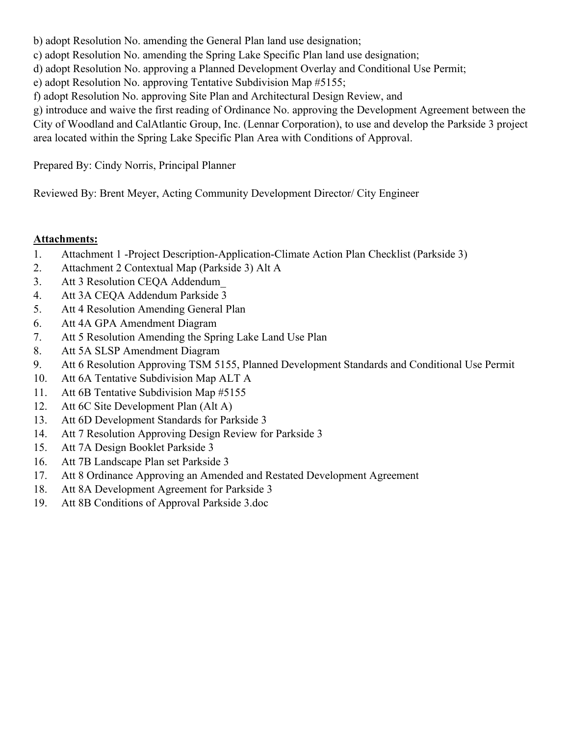b) adopt Resolution No. amending the General Plan land use designation;
c) adopt Resolution No. amending the Spring Lake Specific Plan land use designation;
d) adopt Resolution No. approving a Planned Development Overlay and Conditional Use Permit;
e) adopt Resolution No. approving Tentative Subdivision Map #5155;
f) adopt Resolution No. approving Site Plan and Architectural Design Review, and
g) introduce and waive the first reading of Ordinance No. approving the Development Agreement between the City of Woodland and CalAtlantic Group, Inc. (Lennar Corporation), to use and develop the Parkside 3 project area located within the Spring Lake Specific Plan Area with Conditions of Approval.

Prepared By: Cindy Norris, Principal Planner

Reviewed By: Brent Meyer, Acting Community Development Director/ City Engineer

**Attachments:**

1. Attachment 1 -Project Description-Application-Climate Action Plan Checklist (Parkside 3)
2. Attachment 2 Contextual Map (Parkside 3) Alt A
3. Att 3 Resolution CEQA Addendum_
4. Att 3A CEQA Addendum Parkside 3
5. Att 4 Resolution Amending General Plan
6. Att 4A GPA Amendment Diagram
7. Att 5 Resolution Amending the Spring Lake Land Use Plan
8. Att 5A SLSP Amendment Diagram
9. Att 6 Resolution Approving TSM 5155, Planned Development Standards and Conditional Use Permit
10. Att 6A Tentative Subdivision Map ALT A
11. Att 6B Tentative Subdivision Map #5155
12. Att 6C Site Development Plan (Alt A)
13. Att 6D Development Standards for Parkside 3
14. Att 7 Resolution Approving Design Review for Parkside 3
15. Att 7A Design Booklet Parkside 3
16. Att 7B Landscape Plan set Parkside 3
17. Att 8 Ordinance Approving an Amended and Restated Development Agreement
18. Att 8A Development Agreement for Parkside 3
19. Att 8B Conditions of Approval Parkside 3.doc